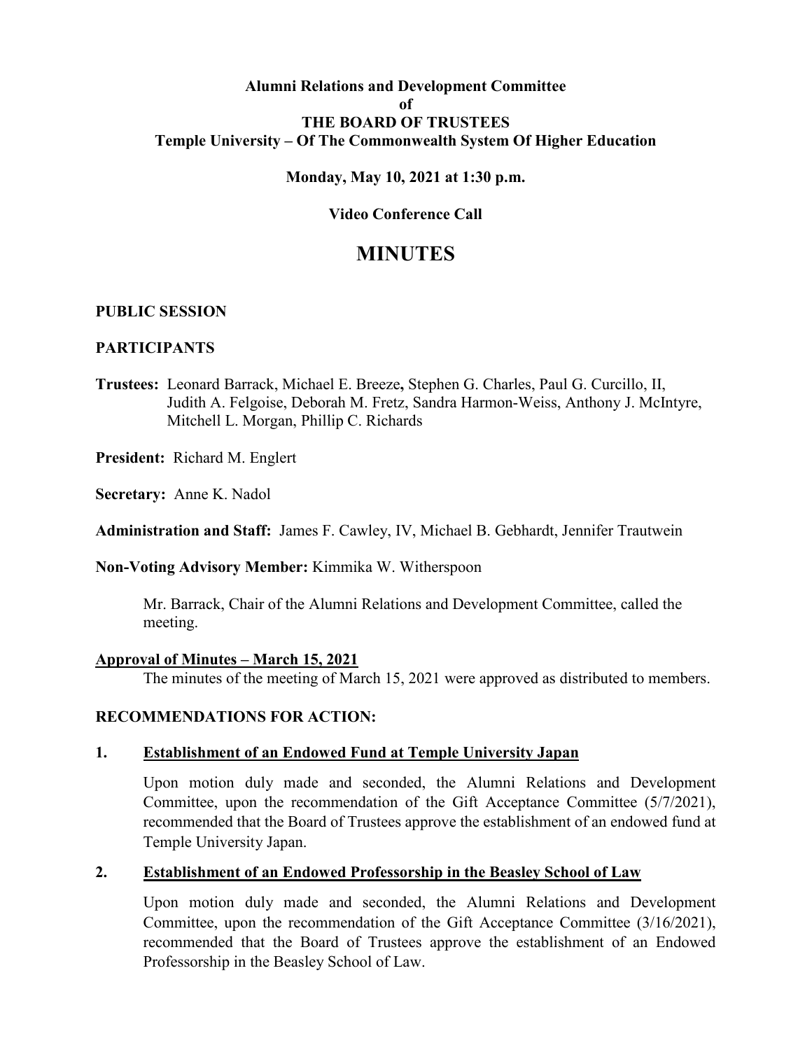**Alumni Relations and Development Committee**
**of**
**THE BOARD OF TRUSTEES**
**Temple University – Of The Commonwealth System Of Higher Education**

**Monday, May 10, 2021 at 1:30 p.m.**

**Video Conference Call**

# MINUTES

**PUBLIC SESSION**

**PARTICIPANTS**

**Trustees:** Leonard Barrack, Michael E. Breeze**,** Stephen G. Charles, Paul G. Curcillo, II, Judith A. Felgoise, Deborah M. Fretz, Sandra Harmon-Weiss, Anthony J. McIntyre, Mitchell L. Morgan, Phillip C. Richards

**President:** Richard M. Englert

**Secretary:** Anne K. Nadol

**Administration and Staff:** James F. Cawley, IV, Michael B. Gebhardt, Jennifer Trautwein

**Non-Voting Advisory Member:** Kimmika W. Witherspoon

Mr. Barrack, Chair of the Alumni Relations and Development Committee, called the meeting.

**Approval of Minutes – March 15, 2021**

The minutes of the meeting of March 15, 2021 were approved as distributed to members.

**RECOMMENDATIONS FOR ACTION:**

**1. Establishment of an Endowed Fund at Temple University Japan**

Upon motion duly made and seconded, the Alumni Relations and Development Committee, upon the recommendation of the Gift Acceptance Committee (5/7/2021), recommended that the Board of Trustees approve the establishment of an endowed fund at Temple University Japan.

**2. Establishment of an Endowed Professorship in the Beasley School of Law**

Upon motion duly made and seconded, the Alumni Relations and Development Committee, upon the recommendation of the Gift Acceptance Committee (3/16/2021), recommended that the Board of Trustees approve the establishment of an Endowed Professorship in the Beasley School of Law.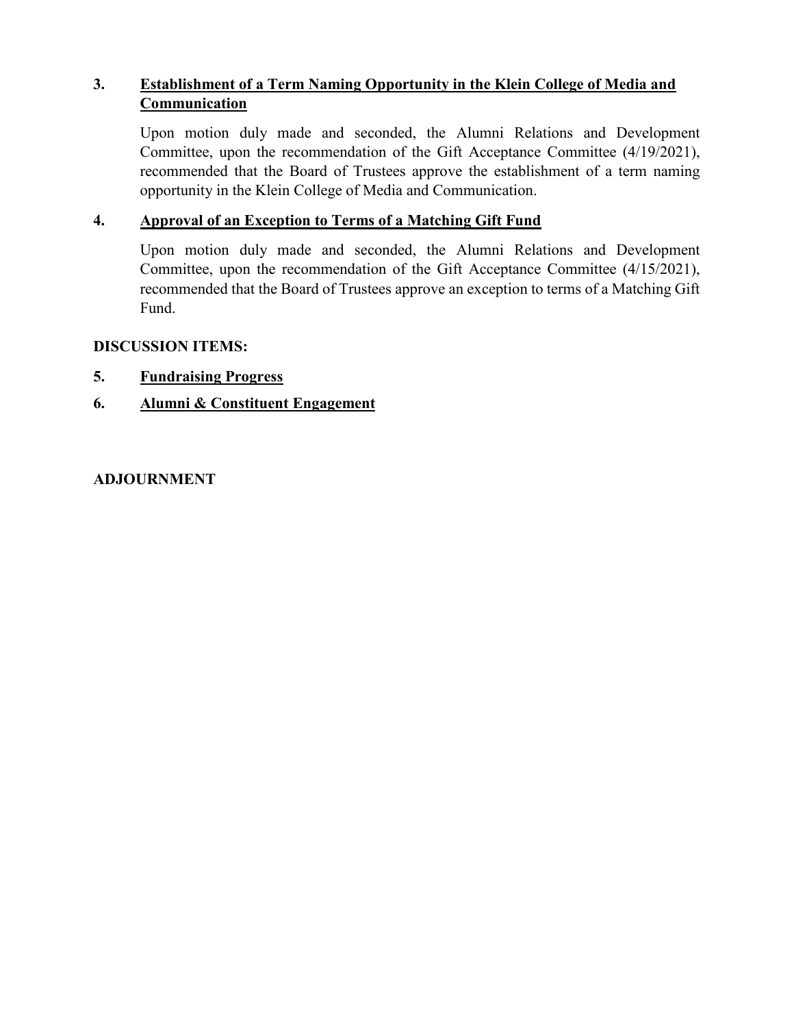3. **<u>Establishment of a Term Naming Opportunity in the Klein College of Media and Communication</u>**

Upon motion duly made and seconded, the Alumni Relations and Development Committee, upon the recommendation of the Gift Acceptance Committee (4/19/2021), recommended that the Board of Trustees approve the establishment of a term naming opportunity in the Klein College of Media and Communication.

4. **<u>Approval of an Exception to Terms of a Matching Gift Fund</u>**

Upon motion duly made and seconded, the Alumni Relations and Development Committee, upon the recommendation of the Gift Acceptance Committee (4/15/2021), recommended that the Board of Trustees approve an exception to terms of a Matching Gift Fund.

**DISCUSSION ITEMS:**

5. **<u>Fundraising Progress</u>**

6. **<u>Alumni & Constituent Engagement</u>**

**ADJOURNMENT**